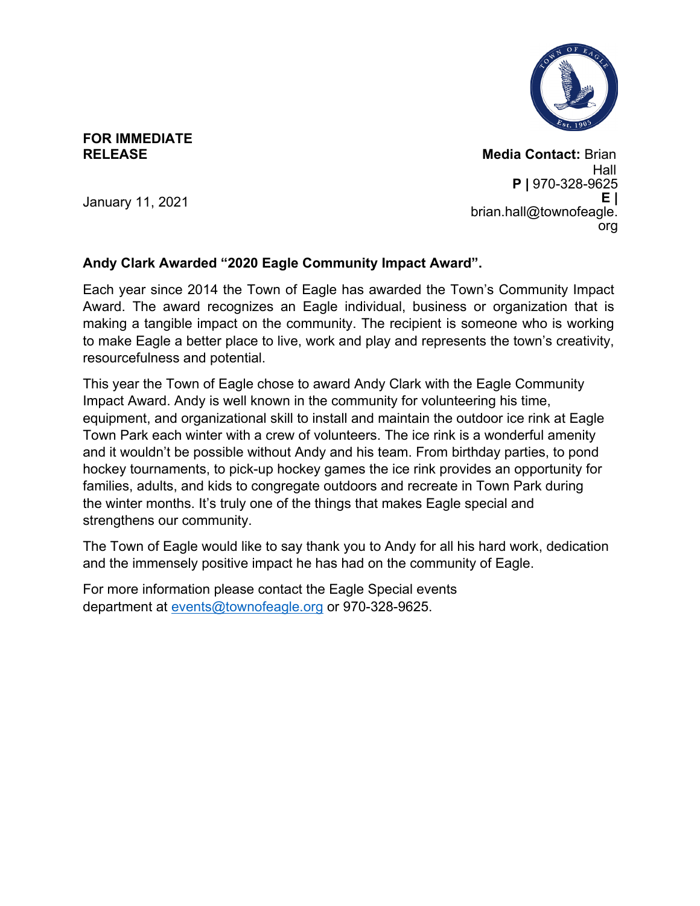**FOR IMMEDIATE RELEASE**

January 11, 2021

**Media Contact:** Brian Hall
**P |** 970-328-9625
**E |** brian.hall@townofeagle.org

**Andy Clark Awarded "2020 Eagle Community Impact Award".**

Each year since 2014 the Town of Eagle has awarded the Town's Community Impact Award. The award recognizes an Eagle individual, business or organization that is making a tangible impact on the community. The recipient is someone who is working to make Eagle a better place to live, work and play and represents the town's creativity, resourcefulness and potential.

This year the Town of Eagle chose to award Andy Clark with the Eagle Community Impact Award. Andy is well known in the community for volunteering his time, equipment, and organizational skill to install and maintain the outdoor ice rink at Eagle Town Park each winter with a crew of volunteers. The ice rink is a wonderful amenity and it wouldn't be possible without Andy and his team. From birthday parties, to pond hockey tournaments, to pick-up hockey games the ice rink provides an opportunity for families, adults, and kids to congregate outdoors and recreate in Town Park during the winter months. It's truly one of the things that makes Eagle special and strengthens our community.

The Town of Eagle would like to say thank you to Andy for all his hard work, dedication and the immensely positive impact he has had on the community of Eagle.

For more information please contact the Eagle Special events department at events@townofeagle.org or 970-328-9625.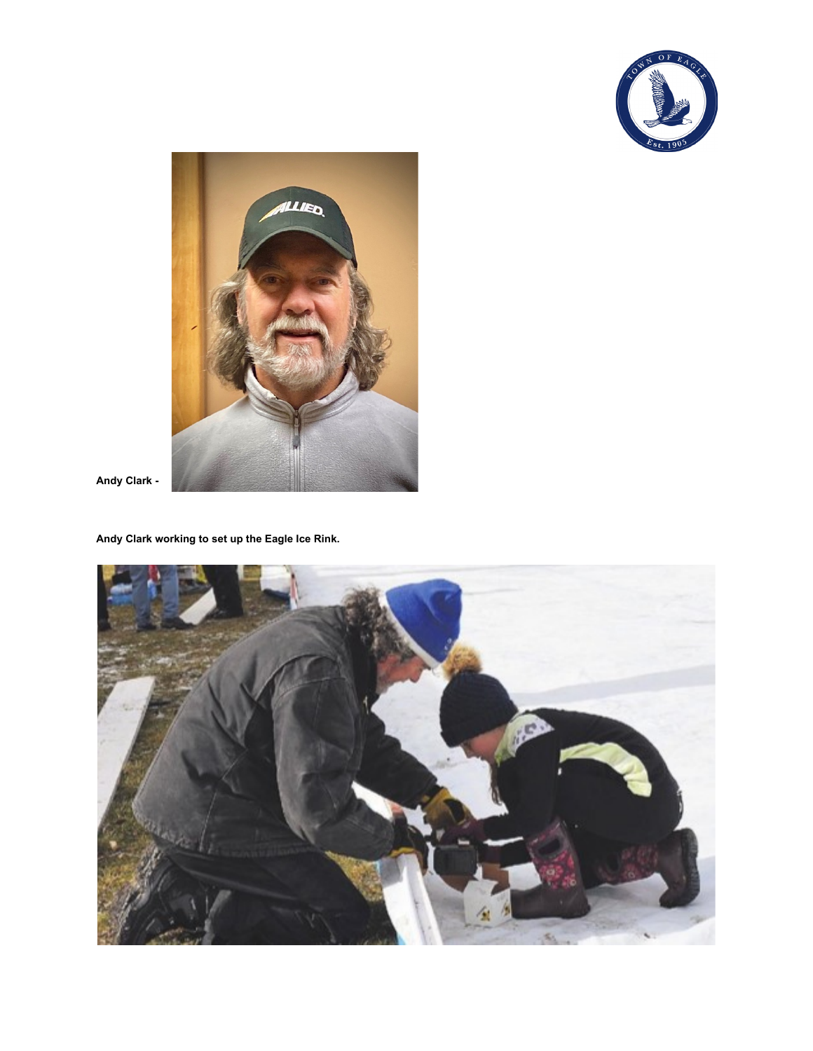**Andy Clark -**

**Andy Clark working to set up the Eagle Ice Rink.**